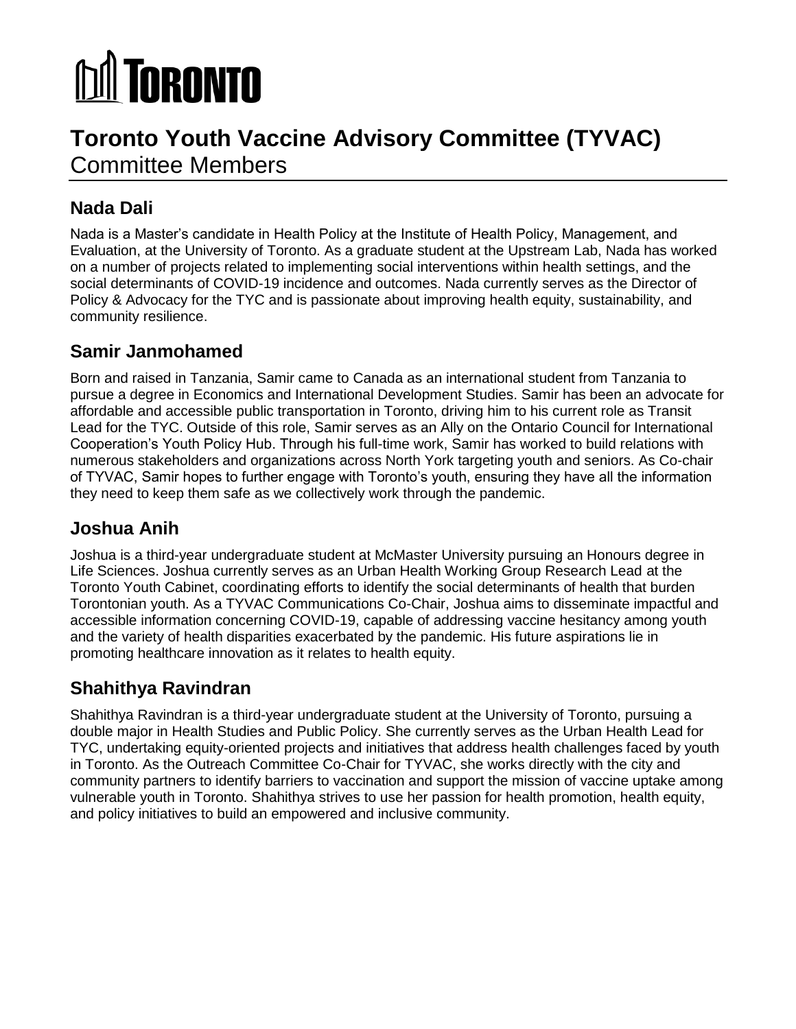# TORONTO

# Toronto Youth Vaccine Advisory Committee (TYVAC)

Committee Members

## Nada Dali

Nada is a Master's candidate in Health Policy at the Institute of Health Policy, Management, and Evaluation, at the University of Toronto. As a graduate student at the Upstream Lab, Nada has worked on a number of projects related to implementing social interventions within health settings, and the social determinants of COVID-19 incidence and outcomes. Nada currently serves as the Director of Policy & Advocacy for the TYC and is passionate about improving health equity, sustainability, and community resilience.

## Samir Janmohamed

Born and raised in Tanzania, Samir came to Canada as an international student from Tanzania to pursue a degree in Economics and International Development Studies. Samir has been an advocate for affordable and accessible public transportation in Toronto, driving him to his current role as Transit Lead for the TYC. Outside of this role, Samir serves as an Ally on the Ontario Council for International Cooperation's Youth Policy Hub. Through his full-time work, Samir has worked to build relations with numerous stakeholders and organizations across North York targeting youth and seniors. As Co-chair of TYVAC, Samir hopes to further engage with Toronto's youth, ensuring they have all the information they need to keep them safe as we collectively work through the pandemic.

## Joshua Anih

Joshua is a third-year undergraduate student at McMaster University pursuing an Honours degree in Life Sciences. Joshua currently serves as an Urban Health Working Group Research Lead at the Toronto Youth Cabinet, coordinating efforts to identify the social determinants of health that burden Torontonian youth. As a TYVAC Communications Co-Chair, Joshua aims to disseminate impactful and accessible information concerning COVID-19, capable of addressing vaccine hesitancy among youth and the variety of health disparities exacerbated by the pandemic. His future aspirations lie in promoting healthcare innovation as it relates to health equity.

## Shahithya Ravindran

Shahithya Ravindran is a third-year undergraduate student at the University of Toronto, pursuing a double major in Health Studies and Public Policy. She currently serves as the Urban Health Lead for TYC, undertaking equity-oriented projects and initiatives that address health challenges faced by youth in Toronto. As the Outreach Committee Co-Chair for TYVAC, she works directly with the city and community partners to identify barriers to vaccination and support the mission of vaccine uptake among vulnerable youth in Toronto. Shahithya strives to use her passion for health promotion, health equity, and policy initiatives to build an empowered and inclusive community.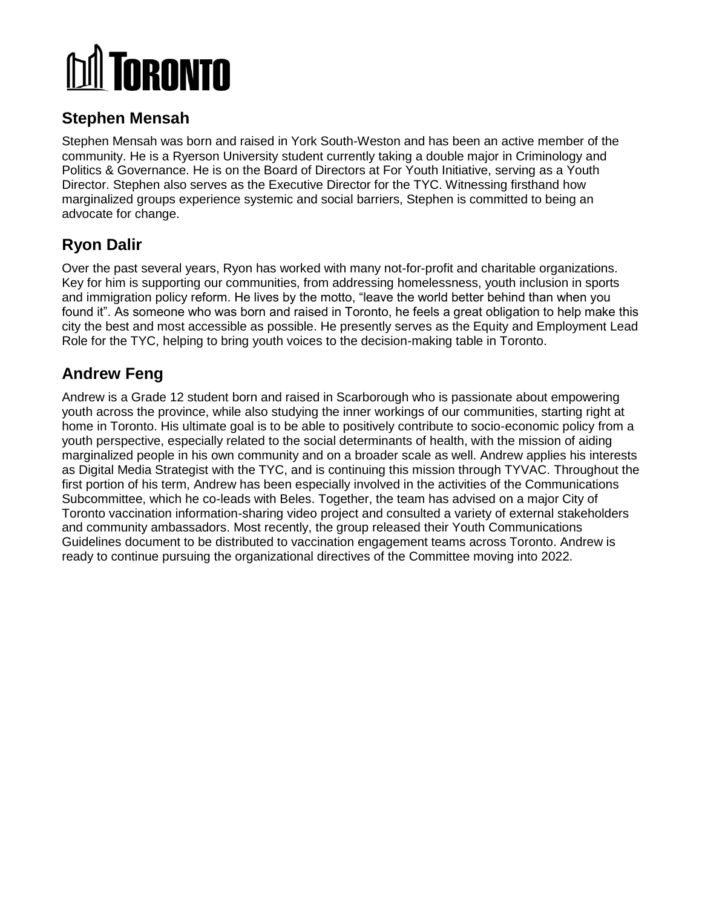# TORONTO

## Stephen Mensah

Stephen Mensah was born and raised in York South-Weston and has been an active member of the community. He is a Ryerson University student currently taking a double major in Criminology and Politics & Governance. He is on the Board of Directors at For Youth Initiative, serving as a Youth Director. Stephen also serves as the Executive Director for the TYC. Witnessing firsthand how marginalized groups experience systemic and social barriers, Stephen is committed to being an advocate for change.

## Ryon Dalir

Over the past several years, Ryon has worked with many not-for-profit and charitable organizations. Key for him is supporting our communities, from addressing homelessness, youth inclusion in sports and immigration policy reform. He lives by the motto, "leave the world better behind than when you found it". As someone who was born and raised in Toronto, he feels a great obligation to help make this city the best and most accessible as possible. He presently serves as the Equity and Employment Lead Role for the TYC, helping to bring youth voices to the decision-making table in Toronto.

## Andrew Feng

Andrew is a Grade 12 student born and raised in Scarborough who is passionate about empowering youth across the province, while also studying the inner workings of our communities, starting right at home in Toronto. His ultimate goal is to be able to positively contribute to socio-economic policy from a youth perspective, especially related to the social determinants of health, with the mission of aiding marginalized people in his own community and on a broader scale as well. Andrew applies his interests as Digital Media Strategist with the TYC, and is continuing this mission through TYVAC. Throughout the first portion of his term, Andrew has been especially involved in the activities of the Communications Subcommittee, which he co-leads with Beles. Together, the team has advised on a major City of Toronto vaccination information-sharing video project and consulted a variety of external stakeholders and community ambassadors. Most recently, the group released their Youth Communications Guidelines document to be distributed to vaccination engagement teams across Toronto. Andrew is ready to continue pursuing the organizational directives of the Committee moving into 2022.